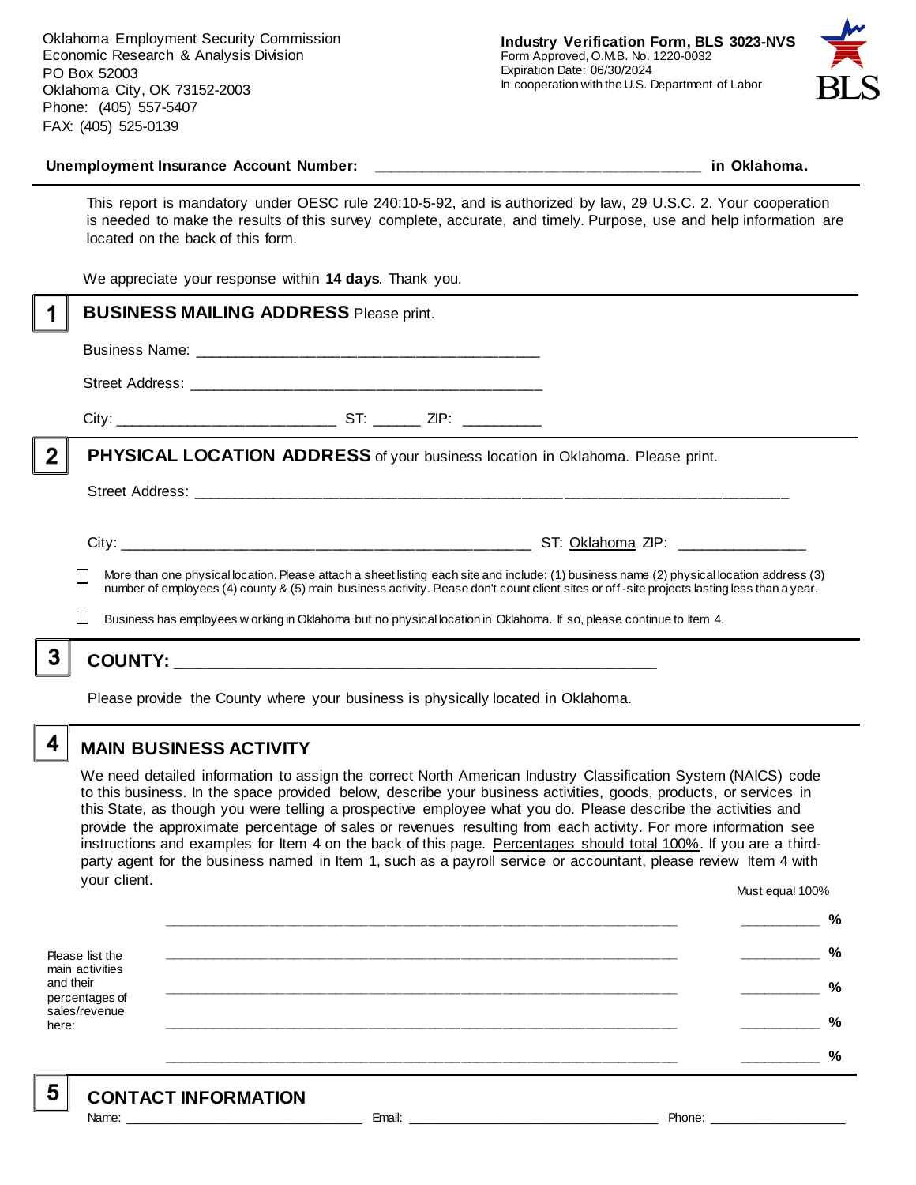Oklahoma Employment Security Commission
Economic Research & Analysis Division
PO Box 52003
Oklahoma City, OK 73152-2003
Phone: (405) 557-5407
FAX: (405) 525-0139

**Industry Verification Form, BLS 3023-NVS**
Form Approved, O.M.B. No. 1220-0032
Expiration Date: 06/30/2024
In cooperation with the U.S. Department of Labor

**Unemployment Insurance Account Number:** ______________________________________ **in Oklahoma.**

This report is mandatory under OESC rule 240:10-5-92, and is authorized by law, 29 U.S.C. 2. Your cooperation is needed to make the results of this survey complete, accurate, and timely. Purpose, use and help information are located on the back of this form.

We appreciate your response within **14 days**. Thank you.

## 1 BUSINESS MAILING ADDRESS Please print.

Business Name: ________________________________________

Street Address: ________________________________________

City: __________________________ ST: ______ ZIP: _________

## 2 PHYSICAL LOCATION ADDRESS of your business location in Oklahoma. Please print.

Street Address: ______________________________________________________________________

City: ________________________________________________ ST: Oklahoma ZIP: _______________

☐ More than one physical location. Please attach a sheet listing each site and include: (1) business name (2) physical location address (3) number of employees (4) county & (5) main business activity. Please don't count client sites or off-site projects lasting less than a year.

☐ Business has employees working in Oklahoma but no physical location in Oklahoma. If so, please continue to Item 4.

## 3 COUNTY: _______________________________________________________

Please provide the County where your business is physically located in Oklahoma.

## 4 MAIN BUSINESS ACTIVITY

We need detailed information to assign the correct North American Industry Classification System (NAICS) code to this business. In the space provided below, describe your business activities, goods, products, or services in this State, as though you were telling a prospective employee what you do. Please describe the activities and provide the approximate percentage of sales or revenues resulting from each activity. For more information see instructions and examples for Item 4 on the back of this page. Percentages should total 100%. If you are a third-party agent for the business named in Item 1, such as a payroll service or accountant, please review Item 4 with your client.

Please list the main activities and their percentages of sales/revenue here:

| Activity | Must equal 100% |
|---|---|
| ______________________________________________ | __________ % |
| ______________________________________________ | __________ % |
| ______________________________________________ | __________ % |
| ______________________________________________ | __________ % |
| ______________________________________________ | __________ % |

## 5 CONTACT INFORMATION

Name: ______________________________ Email: ___________________________________ Phone: __________________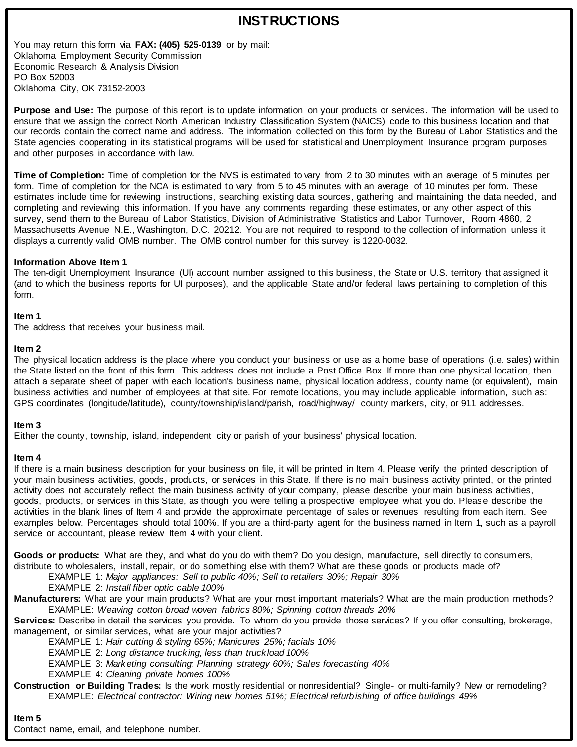# INSTRUCTIONS

You may return this form via **FAX: (405) 525-0139** or by mail:
Oklahoma Employment Security Commission
Economic Research & Analysis Division
PO Box 52003
Oklahoma City, OK 73152-2003

**Purpose and Use:** The purpose of this report is to update information on your products or services. The information will be used to ensure that we assign the correct North American Industry Classification System (NAICS) code to this business location and that our records contain the correct name and address. The information collected on this form by the Bureau of Labor Statistics and the State agencies cooperating in its statistical programs will be used for statistical and Unemployment Insurance program purposes and other purposes in accordance with law.

**Time of Completion:** Time of completion for the NVS is estimated to vary from 2 to 30 minutes with an average of 5 minutes per form. Time of completion for the NCA is estimated to vary from 5 to 45 minutes with an average of 10 minutes per form. These estimates include time for reviewing instructions, searching existing data sources, gathering and maintaining the data needed, and completing and reviewing this information. If you have any comments regarding these estimates, or any other aspect of this survey, send them to the Bureau of Labor Statistics, Division of Administrative Statistics and Labor Turnover, Room 4860, 2 Massachusetts Avenue N.E., Washington, D.C. 20212. You are not required to respond to the collection of information unless it displays a currently valid OMB number. The OMB control number for this survey is 1220-0032.

**Information Above Item 1**
The ten-digit Unemployment Insurance (UI) account number assigned to this business, the State or U.S. territory that assigned it (and to which the business reports for UI purposes), and the applicable State and/or federal laws pertaining to completion of this form.

**Item 1**
The address that receives your business mail.

**Item 2**
The physical location address is the place where you conduct your business or use as a home base of operations (i.e. sales) within the State listed on the front of this form. This address does not include a Post Office Box. If more than one physical location, then attach a separate sheet of paper with each location's business name, physical location address, county name (or equivalent), main business activities and number of employees at that site. For remote locations, you may include applicable information, such as: GPS coordinates (longitude/latitude), county/township/island/parish, road/highway/ county markers, city, or 911 addresses.

**Item 3**
Either the county, township, island, independent city or parish of your business' physical location.

**Item 4**
If there is a main business description for your business on file, it will be printed in Item 4. Please verify the printed description of your main business activities, goods, products, or services in this State. If there is no main business activity printed, or the printed activity does not accurately reflect the main business activity of your company, please describe your main business activities, goods, products, or services in this State, as though you were telling a prospective employee what you do. Please describe the activities in the blank lines of Item 4 and provide the approximate percentage of sales or revenues resulting from each item. See examples below. Percentages should total 100%. If you are a third-party agent for the business named in Item 1, such as a payroll service or accountant, please review Item 4 with your client.

**Goods or products:** What are they, and what do you do with them? Do you design, manufacture, sell directly to consumers, distribute to wholesalers, install, repair, or do something else with them? What are these goods or products made of?

- EXAMPLE 1: *Major appliances: Sell to public 40%; Sell to retailers 30%; Repair 30%*
- EXAMPLE 2: *Install fiber optic cable 100%*

**Manufacturers:** What are your main products? What are your most important materials? What are the main production methods?

- EXAMPLE: *Weaving cotton broad woven fabrics 80%; Spinning cotton threads 20%*

**Services:** Describe in detail the services you provide. To whom do you provide those services? If you offer consulting, brokerage, management, or similar services, what are your major activities?

- EXAMPLE 1: *Hair cutting & styling 65%; Manicures 25%; facials 10%*
- EXAMPLE 2: *Long distance trucking, less than truckload 100%*
- EXAMPLE 3: *Marketing consulting: Planning strategy 60%; Sales forecasting 40%*
- EXAMPLE 4: *Cleaning private homes 100%*

**Construction or Building Trades:** Is the work mostly residential or nonresidential? Single- or multi-family? New or remodeling?

- EXAMPLE: *Electrical contractor: Wiring new homes 51%; Electrical refurbishing of office buildings 49%*

**Item 5**
Contact name, email, and telephone number.